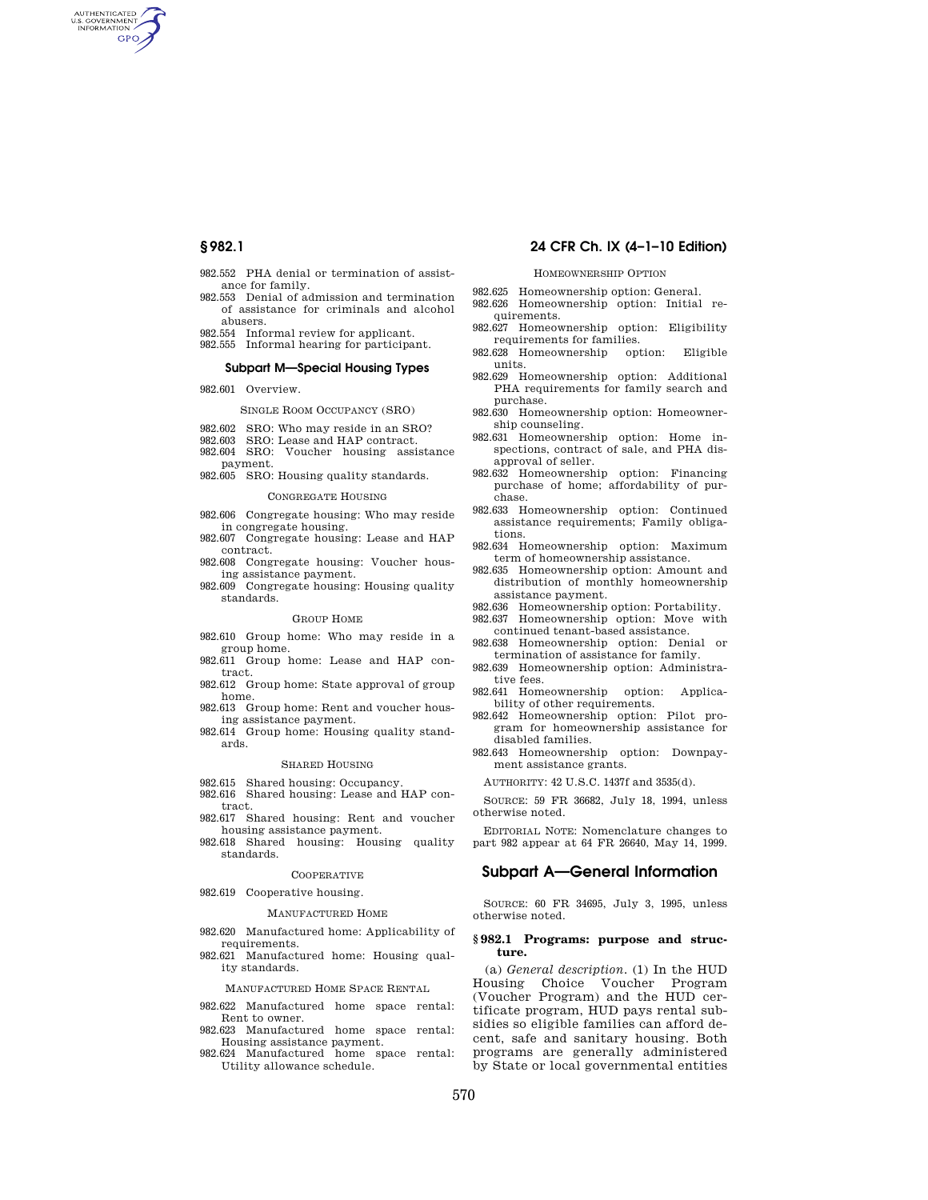982.552 PHA denial or termination of assistance for family.
982.553 Denial of admission and termination of assistance for criminals and alcohol abusers.
982.554 Informal review for applicant.
982.555 Informal hearing for participant.

### Subpart M—Special Housing Types

982.601 Overview.

SINGLE ROOM OCCUPANCY (SRO)

982.602 SRO: Who may reside in an SRO?
982.603 SRO: Lease and HAP contract.
982.604 SRO: Voucher housing assistance payment.
982.605 SRO: Housing quality standards.

CONGREGATE HOUSING

982.606 Congregate housing: Who may reside in congregate housing.
982.607 Congregate housing: Lease and HAP contract.
982.608 Congregate housing: Voucher housing assistance payment.
982.609 Congregate housing: Housing quality standards.

GROUP HOME

982.610 Group home: Who may reside in a group home.
982.611 Group home: Lease and HAP contract.
982.612 Group home: State approval of group home.
982.613 Group home: Rent and voucher housing assistance payment.
982.614 Group home: Housing quality standards.

SHARED HOUSING

982.615 Shared housing: Occupancy.
982.616 Shared housing: Lease and HAP contract.
982.617 Shared housing: Rent and voucher housing assistance payment.
982.618 Shared housing: Housing quality standards.

COOPERATIVE

982.619 Cooperative housing.

MANUFACTURED HOME

982.620 Manufactured home: Applicability of requirements.
982.621 Manufactured home: Housing quality standards.

MANUFACTURED HOME SPACE RENTAL

982.622 Manufactured home space rental: Rent to owner.
982.623 Manufactured home space rental: Housing assistance payment.
982.624 Manufactured home space rental: Utility allowance schedule.

HOMEOWNERSHIP OPTION

982.625 Homeownership option: General.
982.626 Homeownership option: Initial requirements.
982.627 Homeownership option: Eligibility requirements for families.
982.628 Homeownership option: Eligible units.
982.629 Homeownership option: Additional PHA requirements for family search and purchase.
982.630 Homeownership option: Homeownership counseling.
982.631 Homeownership option: Home inspections, contract of sale, and PHA disapproval of seller.
982.632 Homeownership option: Financing purchase of home; affordability of purchase.
982.633 Homeownership option: Continued assistance requirements; Family obligations.
982.634 Homeownership option: Maximum term of homeownership assistance.
982.635 Homeownership option: Amount and distribution of monthly homeownership assistance payment.
982.636 Homeownership option: Portability.
982.637 Homeownership option: Move with continued tenant-based assistance.
982.638 Homeownership option: Denial or termination of assistance for family.
982.639 Homeownership option: Administrative fees.
982.641 Homeownership option: Applicability of other requirements.
982.642 Homeownership option: Pilot program for homeownership assistance for disabled families.
982.643 Homeownership option: Downpayment assistance grants.

AUTHORITY: 42 U.S.C. 1437f and 3535(d).

SOURCE: 59 FR 36682, July 18, 1994, unless otherwise noted.

EDITORIAL NOTE: Nomenclature changes to part 982 appear at 64 FR 26640, May 14, 1999.

## Subpart A—General Information

SOURCE: 60 FR 34695, July 3, 1995, unless otherwise noted.

### § 982.1 Programs: purpose and structure.

(a) *General description.* (1) In the HUD Housing Choice Voucher Program (Voucher Program) and the HUD certificate program, HUD pays rental subsidies so eligible families can afford decent, safe and sanitary housing. Both programs are generally administered by State or local governmental entities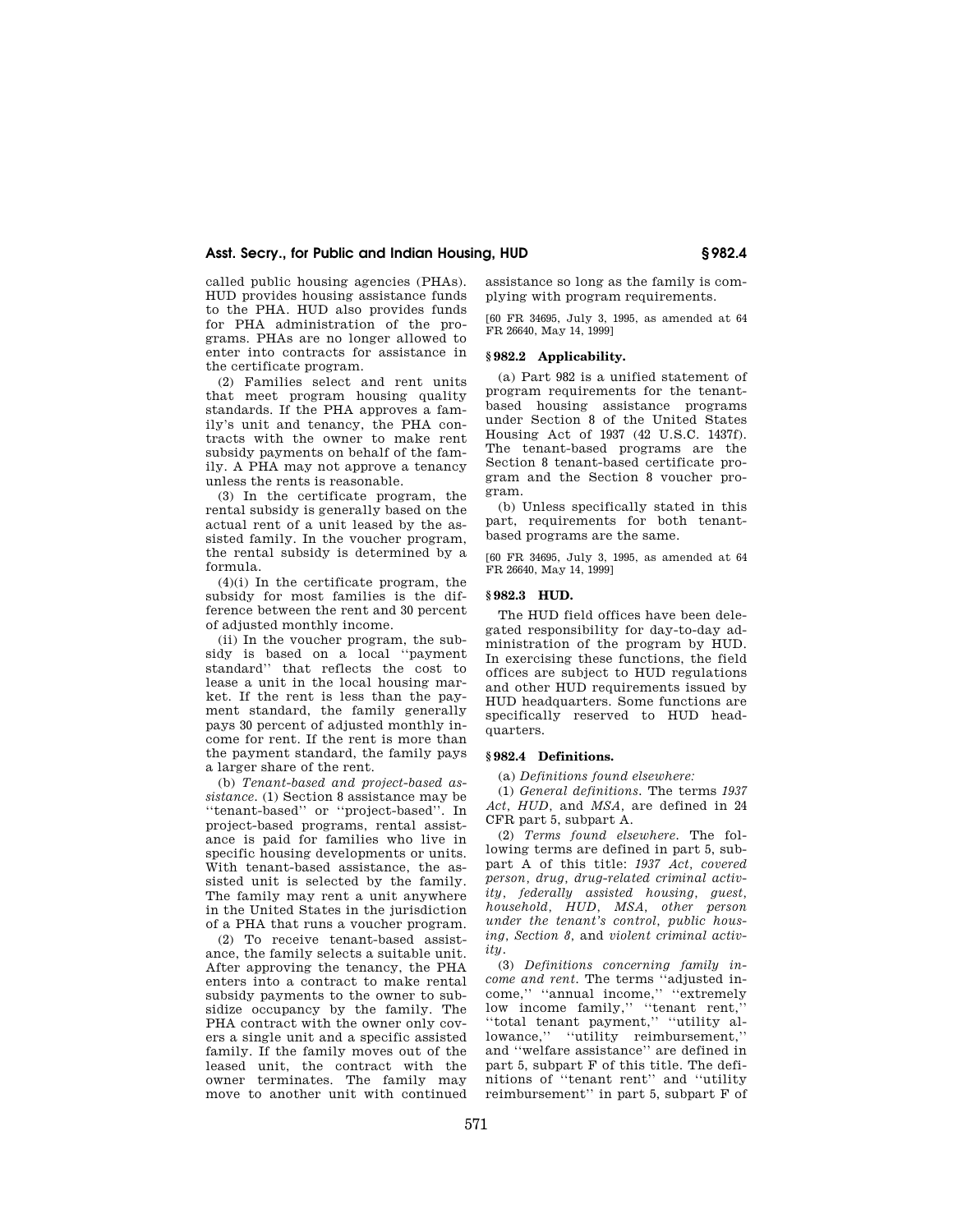called public housing agencies (PHAs). HUD provides housing assistance funds to the PHA. HUD also provides funds for PHA administration of the programs. PHAs are no longer allowed to enter into contracts for assistance in the certificate program.

(2) Families select and rent units that meet program housing quality standards. If the PHA approves a family's unit and tenancy, the PHA contracts with the owner to make rent subsidy payments on behalf of the family. A PHA may not approve a tenancy unless the rents is reasonable.

(3) In the certificate program, the rental subsidy is generally based on the actual rent of a unit leased by the assisted family. In the voucher program, the rental subsidy is determined by a formula.

(4)(i) In the certificate program, the subsidy for most families is the difference between the rent and 30 percent of adjusted monthly income.

(ii) In the voucher program, the subsidy is based on a local "payment standard" that reflects the cost to lease a unit in the local housing market. If the rent is less than the payment standard, the family generally pays 30 percent of adjusted monthly income for rent. If the rent is more than the payment standard, the family pays a larger share of the rent.

(b) *Tenant-based and project-based assistance.* (1) Section 8 assistance may be "tenant-based" or "project-based". In project-based programs, rental assistance is paid for families who live in specific housing developments or units. With tenant-based assistance, the assisted unit is selected by the family. The family may rent a unit anywhere in the United States in the jurisdiction of a PHA that runs a voucher program.

(2) To receive tenant-based assistance, the family selects a suitable unit. After approving the tenancy, the PHA enters into a contract to make rental subsidy payments to the owner to subsidize occupancy by the family. The PHA contract with the owner only covers a single unit and a specific assisted family. If the family moves out of the leased unit, the contract with the owner terminates. The family may move to another unit with continued assistance so long as the family is complying with program requirements.

[60 FR 34695, July 3, 1995, as amended at 64 FR 26640, May 14, 1999]

## § 982.2 Applicability.

(a) Part 982 is a unified statement of program requirements for the tenant-based housing assistance programs under Section 8 of the United States Housing Act of 1937 (42 U.S.C. 1437f). The tenant-based programs are the Section 8 tenant-based certificate program and the Section 8 voucher program.

(b) Unless specifically stated in this part, requirements for both tenant-based programs are the same.

[60 FR 34695, July 3, 1995, as amended at 64 FR 26640, May 14, 1999]

## § 982.3 HUD.

The HUD field offices have been delegated responsibility for day-to-day administration of the program by HUD. In exercising these functions, the field offices are subject to HUD regulations and other HUD requirements issued by HUD headquarters. Some functions are specifically reserved to HUD headquarters.

## § 982.4 Definitions.

(a) *Definitions found elsewhere:*

(1) *General definitions.* The terms *1937 Act*, *HUD*, and *MSA*, are defined in 24 CFR part 5, subpart A.

(2) *Terms found elsewhere.* The following terms are defined in part 5, subpart A of this title: *1937 Act*, *covered person*, *drug*, *drug-related criminal activity*, *federally assisted housing*, *guest*, *household*, *HUD*, *MSA*, *other person under the tenant's control*, *public housing*, *Section 8*, and *violent criminal activity*.

(3) *Definitions concerning family income and rent.* The terms "adjusted income," "annual income," "extremely low income family," "tenant rent," "total tenant payment," "utility allowance," "utility reimbursement," and "welfare assistance" are defined in part 5, subpart F of this title. The definitions of "tenant rent" and "utility reimbursement" in part 5, subpart F of